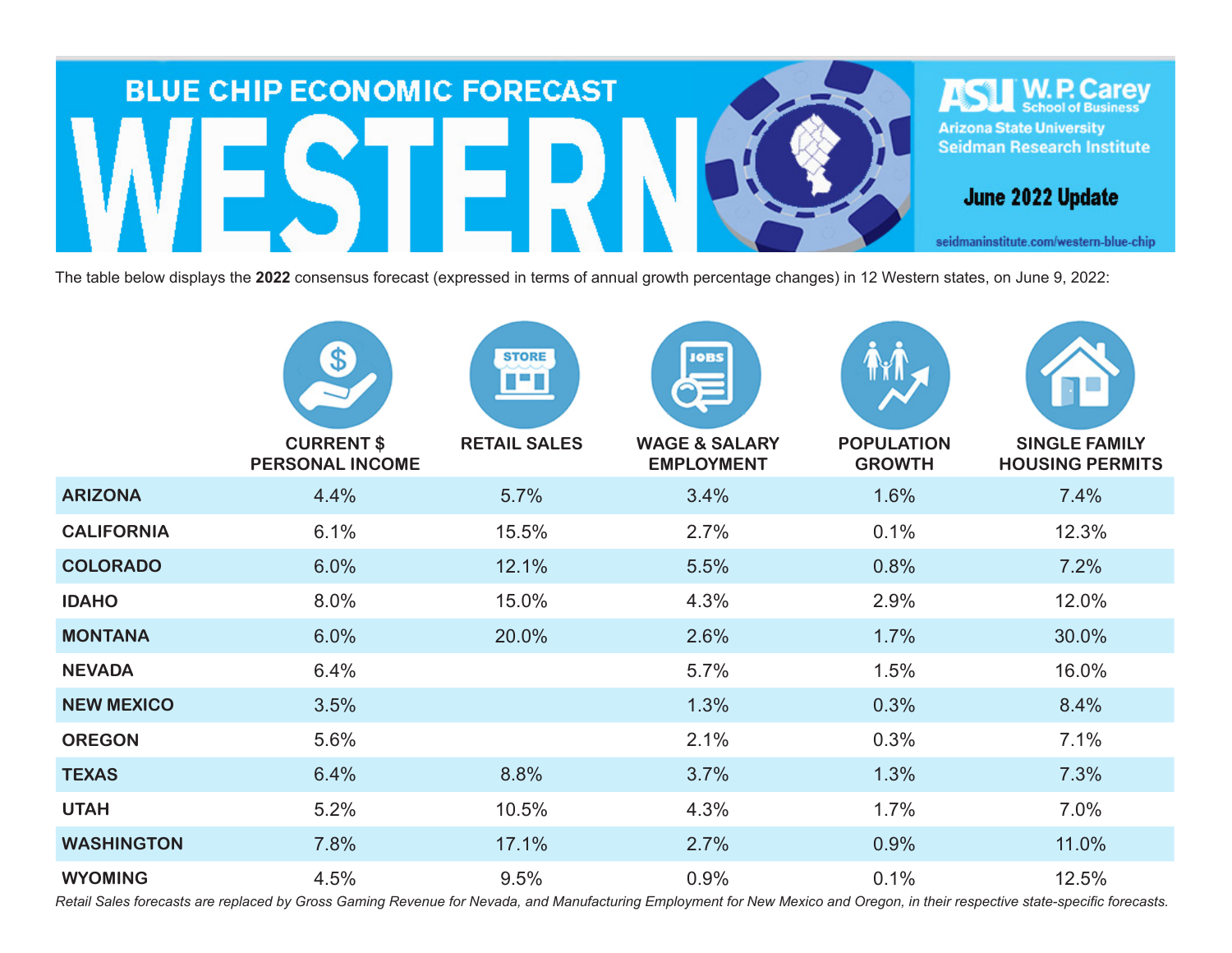# BLUE CHIP ECONOMIC FORECAST

# WESTERN

ASU W. P. Carey School of Business
Arizona State University
Seidman Research Institute

**June 2022 Update**

seidmaninstitute.com/western-blue-chip

The table below displays the **2022** consensus forecast (expressed in terms of annual growth percentage changes) in 12 Western states, on June 9, 2022:

| | CURRENT $ PERSONAL INCOME | RETAIL SALES | WAGE & SALARY EMPLOYMENT | POPULATION GROWTH | SINGLE FAMILY HOUSING PERMITS |
|---|---|---|---|---|---|
| **ARIZONA** | 4.4% | 5.7% | 3.4% | 1.6% | 7.4% |
| **CALIFORNIA** | 6.1% | 15.5% | 2.7% | 0.1% | 12.3% |
| **COLORADO** | 6.0% | 12.1% | 5.5% | 0.8% | 7.2% |
| **IDAHO** | 8.0% | 15.0% | 4.3% | 2.9% | 12.0% |
| **MONTANA** | 6.0% | 20.0% | 2.6% | 1.7% | 30.0% |
| **NEVADA** | 6.4% | | 5.7% | 1.5% | 16.0% |
| **NEW MEXICO** | 3.5% | | 1.3% | 0.3% | 8.4% |
| **OREGON** | 5.6% | | 2.1% | 0.3% | 7.1% |
| **TEXAS** | 6.4% | 8.8% | 3.7% | 1.3% | 7.3% |
| **UTAH** | 5.2% | 10.5% | 4.3% | 1.7% | 7.0% |
| **WASHINGTON** | 7.8% | 17.1% | 2.7% | 0.9% | 11.0% |
| **WYOMING** | 4.5% | 9.5% | 0.9% | 0.1% | 12.5% |

*Retail Sales forecasts are replaced by Gross Gaming Revenue for Nevada, and Manufacturing Employment for New Mexico and Oregon, in their respective state-specific forecasts.*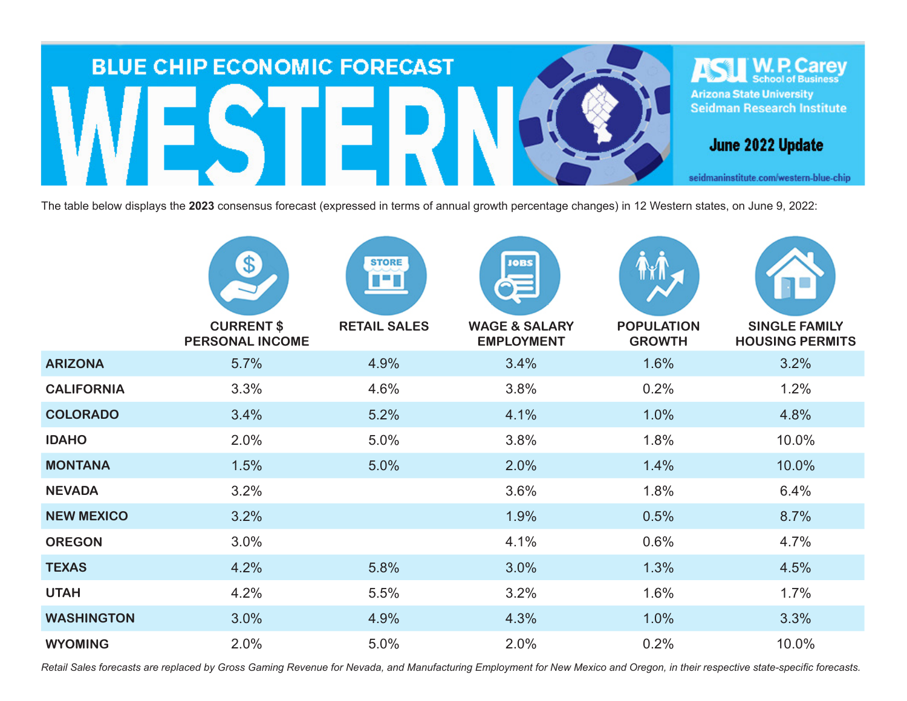# BLUE CHIP ECONOMIC FORECAST

# WESTERN

ASU W. P. Carey School of Business
Arizona State University
Seidman Research Institute

**June 2022 Update**

seidmaninstitute.com/western-blue-chip

The table below displays the **2023** consensus forecast (expressed in terms of annual growth percentage changes) in 12 Western states, on June 9, 2022:

| | CURRENT $ PERSONAL INCOME | RETAIL SALES | WAGE & SALARY EMPLOYMENT | POPULATION GROWTH | SINGLE FAMILY HOUSING PERMITS |
|---|---|---|---|---|---|
| **ARIZONA** | 5.7% | 4.9% | 3.4% | 1.6% | 3.2% |
| **CALIFORNIA** | 3.3% | 4.6% | 3.8% | 0.2% | 1.2% |
| **COLORADO** | 3.4% | 5.2% | 4.1% | 1.0% | 4.8% |
| **IDAHO** | 2.0% | 5.0% | 3.8% | 1.8% | 10.0% |
| **MONTANA** | 1.5% | 5.0% | 2.0% | 1.4% | 10.0% |
| **NEVADA** | 3.2% | | 3.6% | 1.8% | 6.4% |
| **NEW MEXICO** | 3.2% | | 1.9% | 0.5% | 8.7% |
| **OREGON** | 3.0% | | 4.1% | 0.6% | 4.7% |
| **TEXAS** | 4.2% | 5.8% | 3.0% | 1.3% | 4.5% |
| **UTAH** | 4.2% | 5.5% | 3.2% | 1.6% | 1.7% |
| **WASHINGTON** | 3.0% | 4.9% | 4.3% | 1.0% | 3.3% |
| **WYOMING** | 2.0% | 5.0% | 2.0% | 0.2% | 10.0% |

*Retail Sales forecasts are replaced by Gross Gaming Revenue for Nevada, and Manufacturing Employment for New Mexico and Oregon, in their respective state-specific forecasts.*